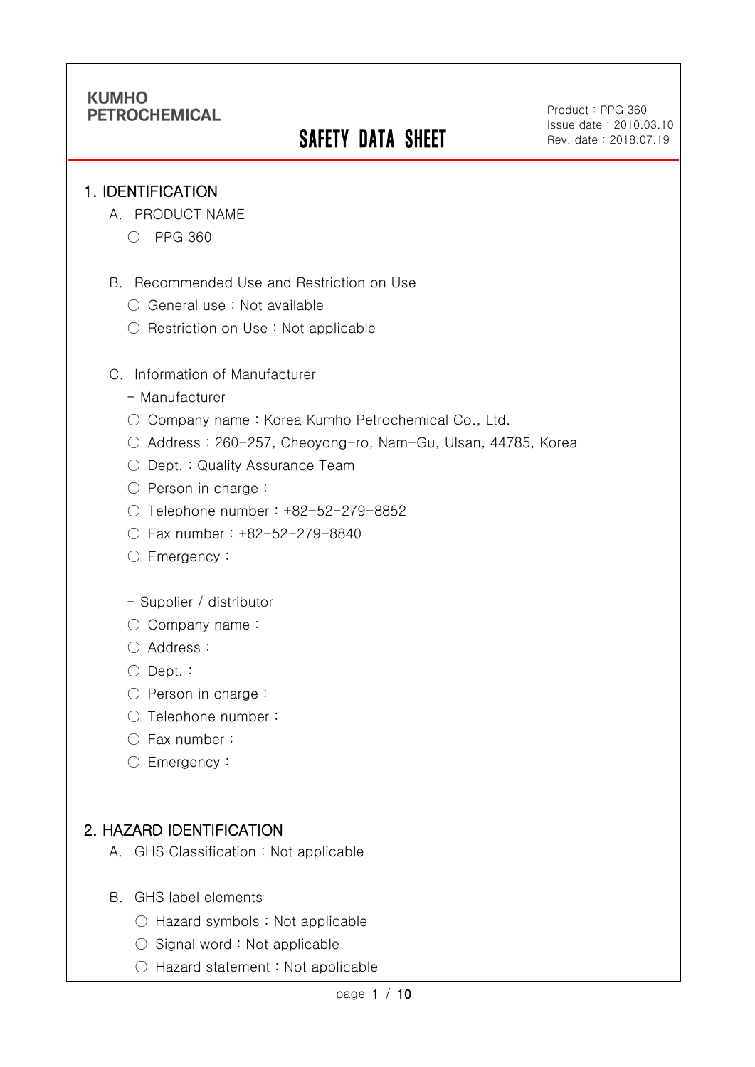**KUMHO PETROCHEMICAL**

# SAFETY DATA SHEET

Product : PPG 360
Issue date : 2010.03.10
Rev. date : 2018.07.19

## 1. IDENTIFICATION

A. PRODUCT NAME

- ○ PPG 360

B. Recommended Use and Restriction on Use

- ○ General use : Not available
- ○ Restriction on Use : Not applicable

C. Information of Manufacturer

- Manufacturer
- ○ Company name : Korea Kumho Petrochemical Co., Ltd.
- ○ Address : 260-257, Cheoyong-ro, Nam-Gu, Ulsan, 44785, Korea
- ○ Dept. : Quality Assurance Team
- ○ Person in charge :
- ○ Telephone number : +82-52-279-8852
- ○ Fax number : +82-52-279-8840
- ○ Emergency :

- Supplier / distributor
- ○ Company name :
- ○ Address :
- ○ Dept. :
- ○ Person in charge :
- ○ Telephone number :
- ○ Fax number :
- ○ Emergency :

## 2. HAZARD IDENTIFICATION

A. GHS Classification : Not applicable

B. GHS label elements

- ○ Hazard symbols : Not applicable
- ○ Signal word : Not applicable
- ○ Hazard statement : Not applicable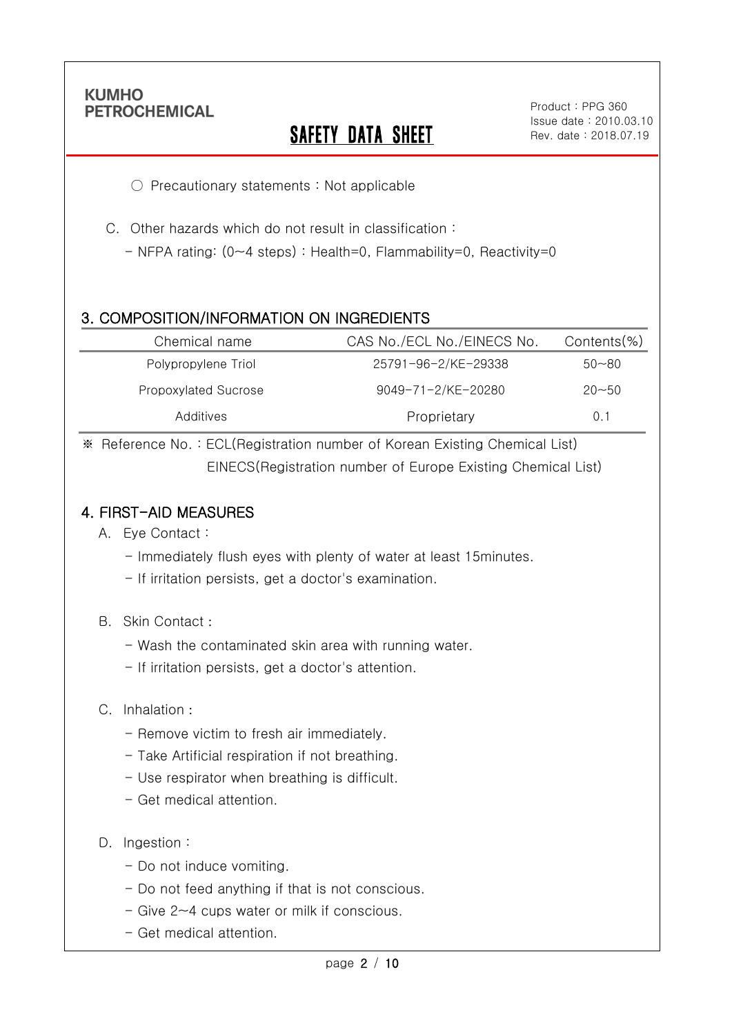○ Precautionary statements : Not applicable

C. Other hazards which do not result in classification :

- NFPA rating: (0~4 steps) : Health=0, Flammability=0, Reactivity=0

## 3. COMPOSITION/INFORMATION ON INGREDIENTS

| Chemical name | CAS No./ECL No./EINECS No. | Contents(%) |
|---|---|---|
| Polypropylene Triol | 25791-96-2/KE-29338 | 50~80 |
| Propoxylated Sucrose | 9049-71-2/KE-20280 | 20~50 |
| Additives | Proprietary | 0.1 |

※ Reference No. : ECL(Registration number of Korean Existing Chemical List)
EINECS(Registration number of Europe Existing Chemical List)

## 4. FIRST-AID MEASURES

A. Eye Contact :

- Immediately flush eyes with plenty of water at least 15minutes.
- If irritation persists, get a doctor's examination.

B. Skin Contact :

- Wash the contaminated skin area with running water.
- If irritation persists, get a doctor's attention.

C. Inhalation :

- Remove victim to fresh air immediately.
- Take Artificial respiration if not breathing.
- Use respirator when breathing is difficult.
- Get medical attention.

D. Ingestion :

- Do not induce vomiting.
- Do not feed anything if that is not conscious.
- Give 2~4 cups water or milk if conscious.
- Get medical attention.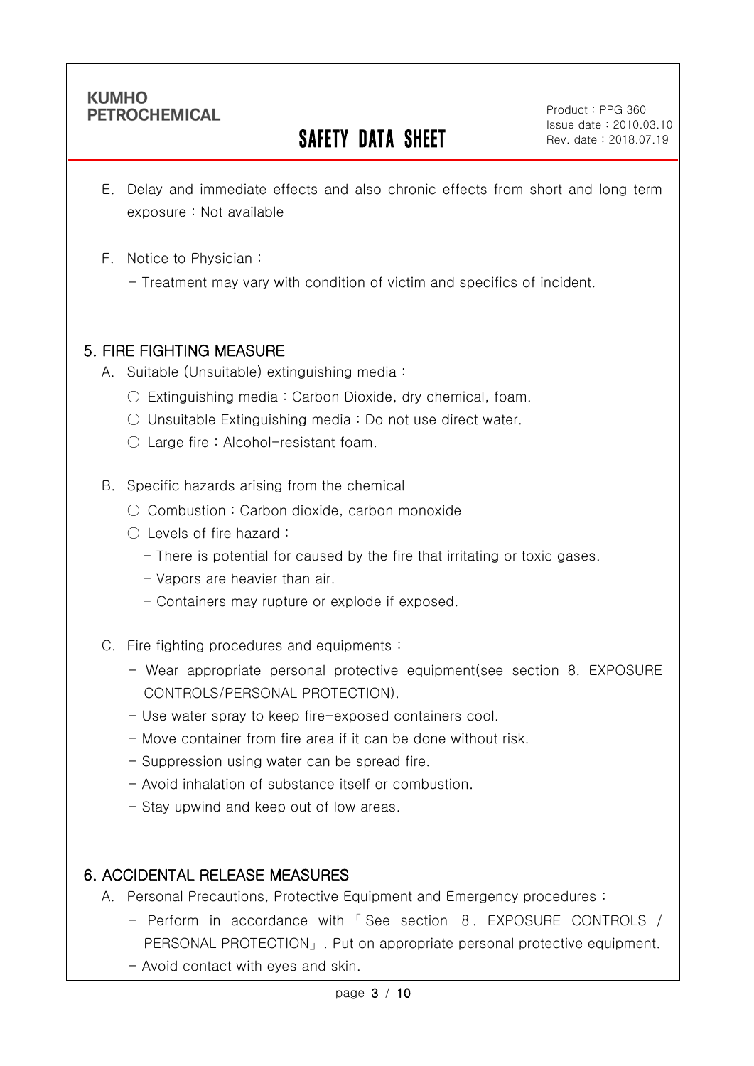E. Delay and immediate effects and also chronic effects from short and long term exposure : Not available

F. Notice to Physician :

- Treatment may vary with condition of victim and specifics of incident.

## 5. FIRE FIGHTING MEASURE

A. Suitable (Unsuitable) extinguishing media :

○ Extinguishing media : Carbon Dioxide, dry chemical, foam.

○ Unsuitable Extinguishing media : Do not use direct water.

○ Large fire : Alcohol-resistant foam.

B. Specific hazards arising from the chemical

○ Combustion : Carbon dioxide, carbon monoxide

○ Levels of fire hazard :

- There is potential for caused by the fire that irritating or toxic gases.
- Vapors are heavier than air.
- Containers may rupture or explode if exposed.

C. Fire fighting procedures and equipments :

- Wear appropriate personal protective equipment(see section 8. EXPOSURE CONTROLS/PERSONAL PROTECTION).
- Use water spray to keep fire-exposed containers cool.
- Move container from fire area if it can be done without risk.
- Suppression using water can be spread fire.
- Avoid inhalation of substance itself or combustion.
- Stay upwind and keep out of low areas.

## 6. ACCIDENTAL RELEASE MEASURES

A. Personal Precautions, Protective Equipment and Emergency procedures :

- Perform in accordance with 「See section 8. EXPOSURE CONTROLS / PERSONAL PROTECTION」. Put on appropriate personal protective equipment.
- Avoid contact with eyes and skin.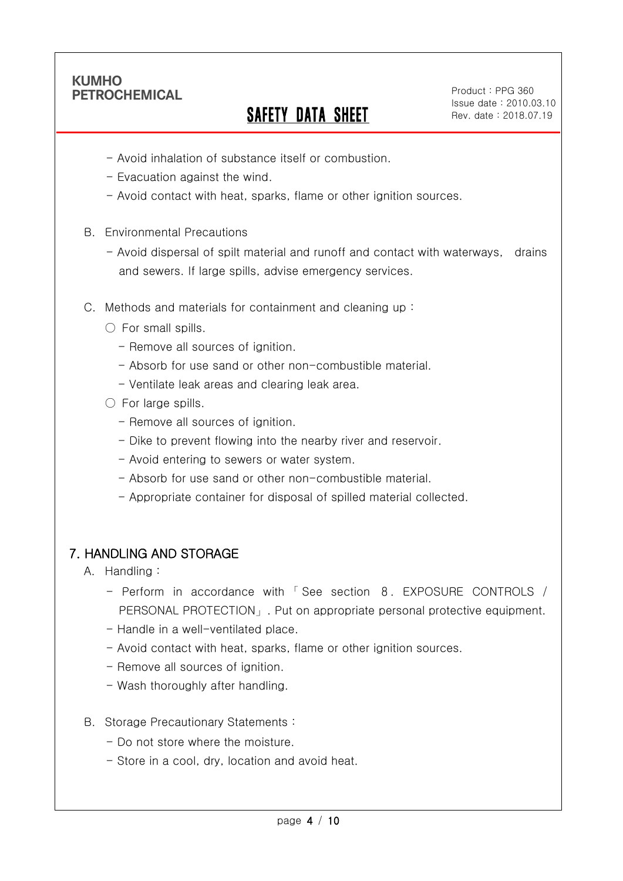- Avoid inhalation of substance itself or combustion.
- Evacuation against the wind.
- Avoid contact with heat, sparks, flame or other ignition sources.

B. Environmental Precautions

- Avoid dispersal of spilt material and runoff and contact with waterways, drains and sewers. If large spills, advise emergency services.

C. Methods and materials for containment and cleaning up :

○ For small spills.

- Remove all sources of ignition.
- Absorb for use sand or other non-combustible material.
- Ventilate leak areas and clearing leak area.

○ For large spills.

- Remove all sources of ignition.
- Dike to prevent flowing into the nearby river and reservoir.
- Avoid entering to sewers or water system.
- Absorb for use sand or other non-combustible material.
- Appropriate container for disposal of spilled material collected.

## 7. HANDLING AND STORAGE

A. Handling :

- Perform in accordance with「See section 8. EXPOSURE CONTROLS / PERSONAL PROTECTION」. Put on appropriate personal protective equipment.
- Handle in a well-ventilated place.
- Avoid contact with heat, sparks, flame or other ignition sources.
- Remove all sources of ignition.
- Wash thoroughly after handling.

B. Storage Precautionary Statements :

- Do not store where the moisture.
- Store in a cool, dry, location and avoid heat.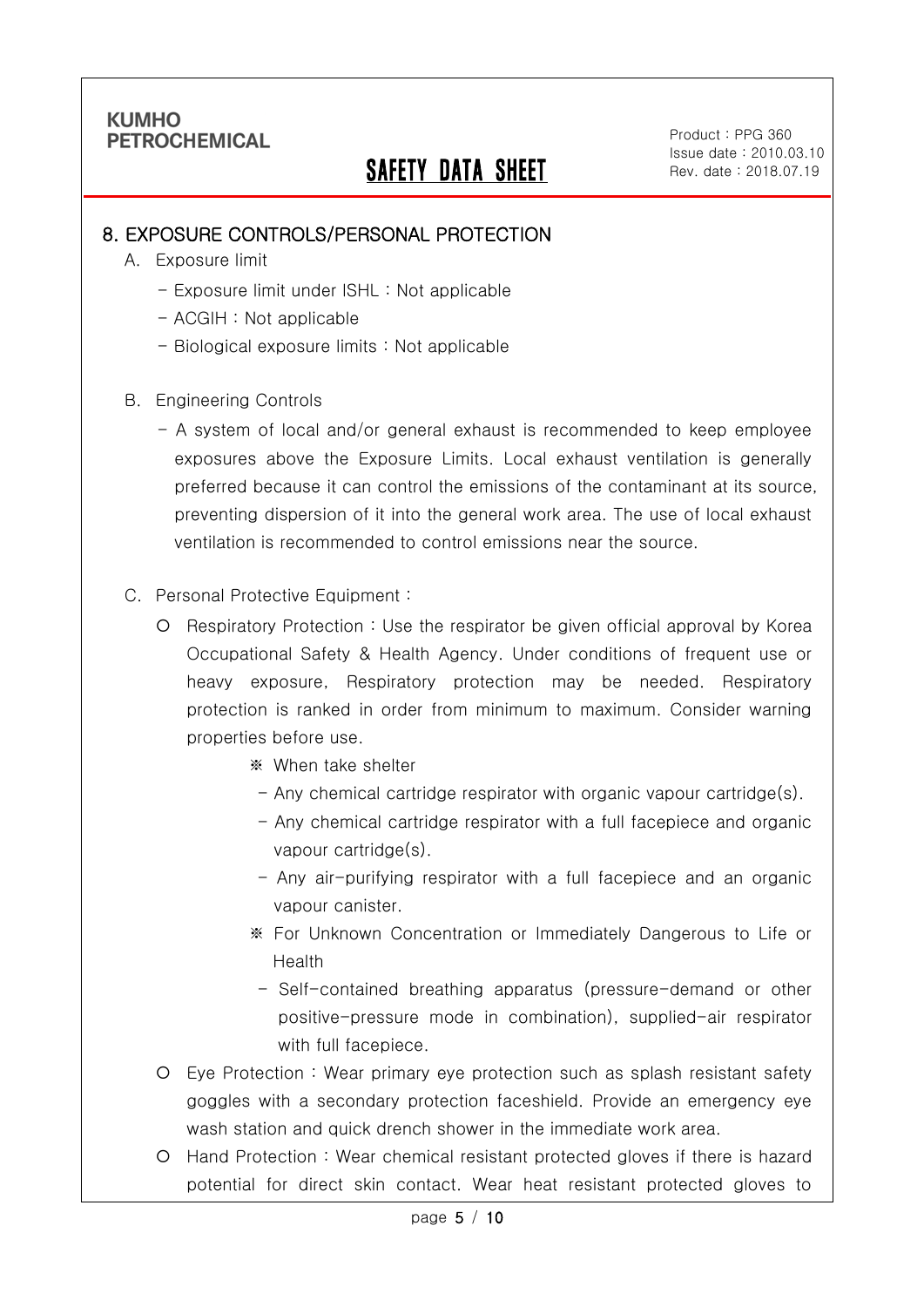## 8. EXPOSURE CONTROLS/PERSONAL PROTECTION

A. Exposure limit

- Exposure limit under ISHL : Not applicable
- ACGIH : Not applicable
- Biological exposure limits : Not applicable

B. Engineering Controls

- A system of local and/or general exhaust is recommended to keep employee exposures above the Exposure Limits. Local exhaust ventilation is generally preferred because it can control the emissions of the contaminant at its source, preventing dispersion of it into the general work area. The use of local exhaust ventilation is recommended to control emissions near the source.

C. Personal Protective Equipment :

- Respiratory Protection : Use the respirator be given official approval by Korea Occupational Safety & Health Agency. Under conditions of frequent use or heavy exposure, Respiratory protection may be needed. Respiratory protection is ranked in order from minimum to maximum. Consider warning properties before use.

  ※ When take shelter
  - Any chemical cartridge respirator with organic vapour cartridge(s).
  - Any chemical cartridge respirator with a full facepiece and organic vapour cartridge(s).
  - Any air-purifying respirator with a full facepiece and an organic vapour canister.

  ※ For Unknown Concentration or Immediately Dangerous to Life or Health
  - Self-contained breathing apparatus (pressure-demand or other positive-pressure mode in combination), supplied-air respirator with full facepiece.

- Eye Protection : Wear primary eye protection such as splash resistant safety goggles with a secondary protection faceshield. Provide an emergency eye wash station and quick drench shower in the immediate work area.
- Hand Protection : Wear chemical resistant protected gloves if there is hazard potential for direct skin contact. Wear heat resistant protected gloves to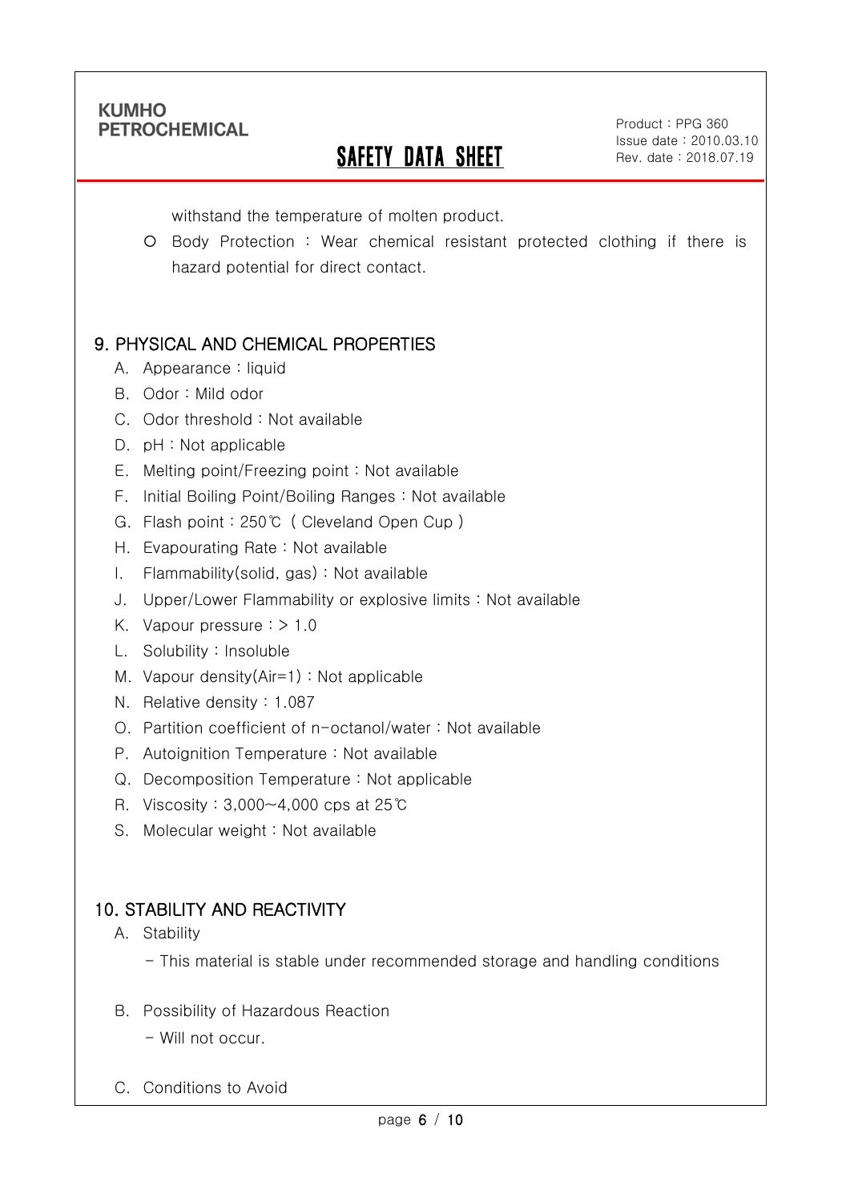withstand the temperature of molten product.

- Body Protection : Wear chemical resistant protected clothing if there is hazard potential for direct contact.

## 9. PHYSICAL AND CHEMICAL PROPERTIES

A. Appearance : liquid

B. Odor : Mild odor

C. Odor threshold : Not available

D. pH : Not applicable

E. Melting point/Freezing point : Not available

F. Initial Boiling Point/Boiling Ranges : Not available

G. Flash point : 250℃ ( Cleveland Open Cup )

H. Evapourating Rate : Not available

I. Flammability(solid, gas) : Not available

J. Upper/Lower Flammability or explosive limits : Not available

K. Vapour pressure : > 1.0

L. Solubility : Insoluble

M. Vapour density(Air=1) : Not applicable

N. Relative density : 1.087

O. Partition coefficient of n-octanol/water : Not available

P. Autoignition Temperature : Not available

Q. Decomposition Temperature : Not applicable

R. Viscosity : 3,000~4,000 cps at 25℃

S. Molecular weight : Not available

## 10. STABILITY AND REACTIVITY

A. Stability

- This material is stable under recommended storage and handling conditions

B. Possibility of Hazardous Reaction

- Will not occur.

C. Conditions to Avoid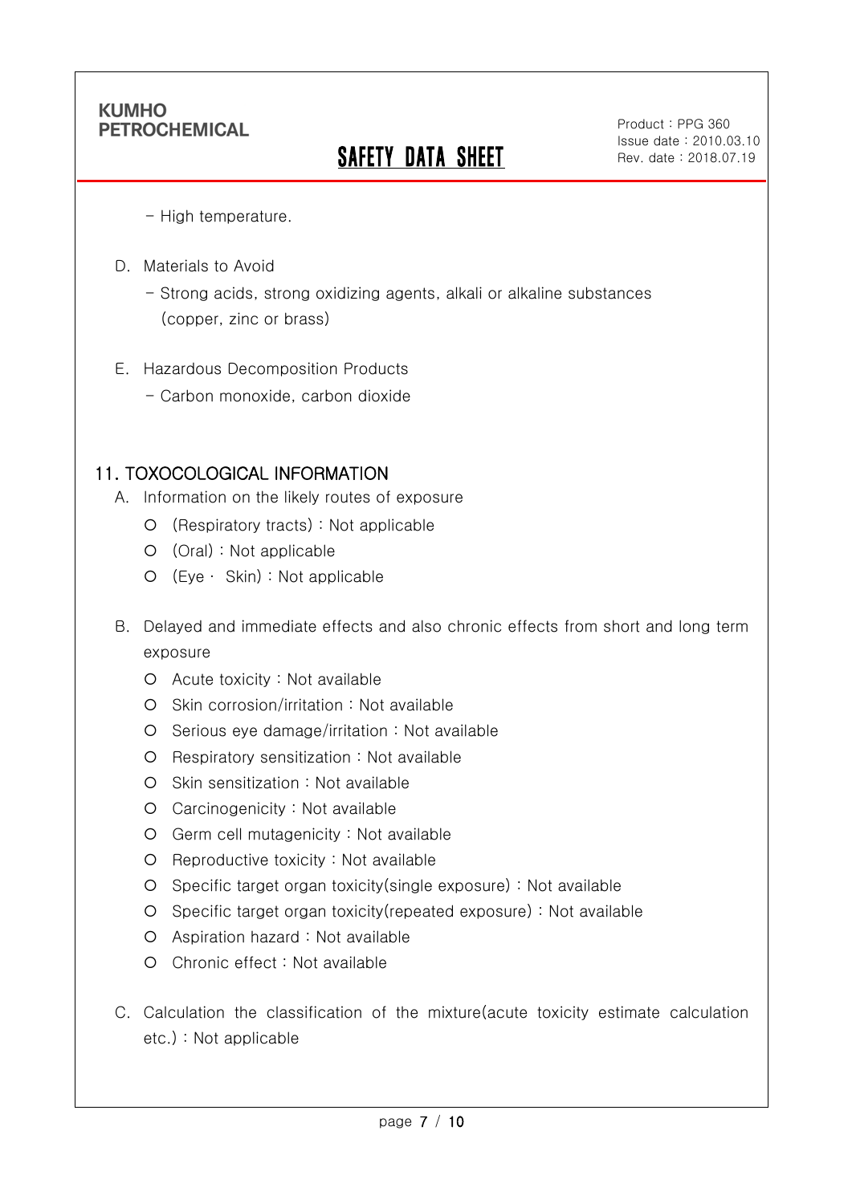- High temperature.

D. Materials to Avoid

- Strong acids, strong oxidizing agents, alkali or alkaline substances (copper, zinc or brass)

E. Hazardous Decomposition Products

- Carbon monoxide, carbon dioxide

## 11. TOXOCOLOGICAL INFORMATION

A. Information on the likely routes of exposure

- (Respiratory tracts) : Not applicable
- (Oral) : Not applicable
- (Eye · Skin) : Not applicable

B. Delayed and immediate effects and also chronic effects from short and long term exposure

- Acute toxicity : Not available
- Skin corrosion/irritation : Not available
- Serious eye damage/irritation : Not available
- Respiratory sensitization : Not available
- Skin sensitization : Not available
- Carcinogenicity : Not available
- Germ cell mutagenicity : Not available
- Reproductive toxicity : Not available
- Specific target organ toxicity(single exposure) : Not available
- Specific target organ toxicity(repeated exposure) : Not available
- Aspiration hazard : Not available
- Chronic effect : Not available

C. Calculation the classification of the mixture(acute toxicity estimate calculation etc.) : Not applicable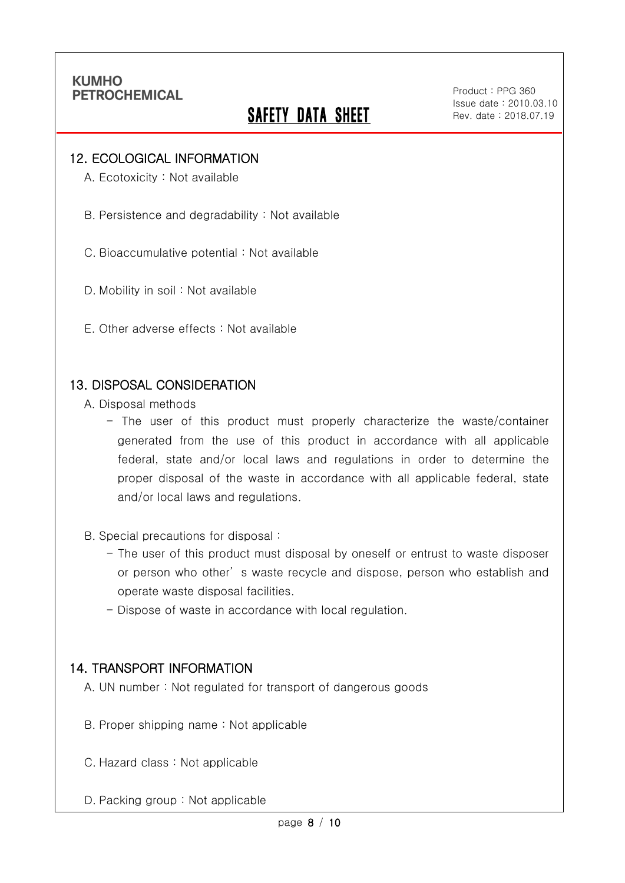## 12. ECOLOGICAL INFORMATION

A. Ecotoxicity : Not available

B. Persistence and degradability : Not available

C. Bioaccumulative potential : Not available

D. Mobility in soil : Not available

E. Other adverse effects : Not available

## 13. DISPOSAL CONSIDERATION

A. Disposal methods

- The user of this product must properly characterize the waste/container generated from the use of this product in accordance with all applicable federal, state and/or local laws and regulations in order to determine the proper disposal of the waste in accordance with all applicable federal, state and/or local laws and regulations.

B. Special precautions for disposal :

- The user of this product must disposal by oneself or entrust to waste disposer or person who other' s waste recycle and dispose, person who establish and operate waste disposal facilities.
- Dispose of waste in accordance with local regulation.

## 14. TRANSPORT INFORMATION

A. UN number : Not regulated for transport of dangerous goods

B. Proper shipping name : Not applicable

C. Hazard class : Not applicable

D. Packing group : Not applicable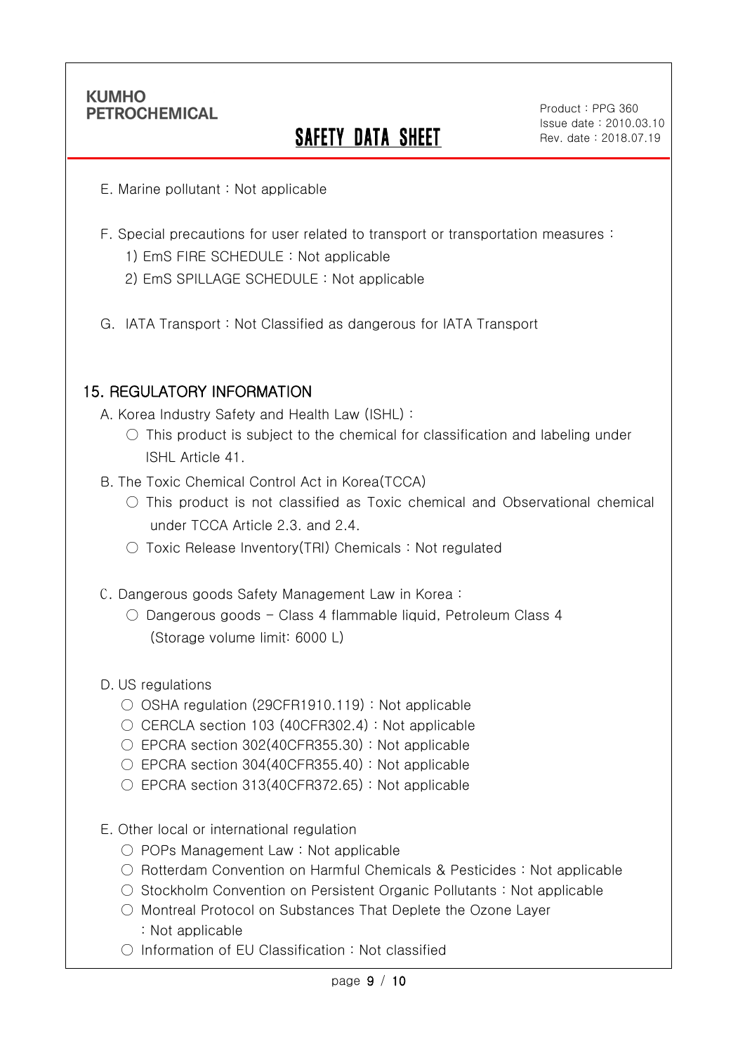E. Marine pollutant : Not applicable

F. Special precautions for user related to transport or transportation measures :

1) EmS FIRE SCHEDULE : Not applicable
2) EmS SPILLAGE SCHEDULE : Not applicable

G. IATA Transport : Not Classified as dangerous for IATA Transport

## 15. REGULATORY INFORMATION

A. Korea Industry Safety and Health Law (ISHL) :

- ○ This product is subject to the chemical for classification and labeling under ISHL Article 41.

B. The Toxic Chemical Control Act in Korea(TCCA)

- ○ This product is not classified as Toxic chemical and Observational chemical under TCCA Article 2.3. and 2.4.
- ○ Toxic Release Inventory(TRI) Chemicals : Not regulated

C. Dangerous goods Safety Management Law in Korea :

- ○ Dangerous goods - Class 4 flammable liquid, Petroleum Class 4 (Storage volume limit: 6000 L)

D. US regulations

- ○ OSHA regulation (29CFR1910.119) : Not applicable
- ○ CERCLA section 103 (40CFR302.4) : Not applicable
- ○ EPCRA section 302(40CFR355.30) : Not applicable
- ○ EPCRA section 304(40CFR355.40) : Not applicable
- ○ EPCRA section 313(40CFR372.65) : Not applicable

E. Other local or international regulation

- ○ POPs Management Law : Not applicable
- ○ Rotterdam Convention on Harmful Chemicals & Pesticides : Not applicable
- ○ Stockholm Convention on Persistent Organic Pollutants : Not applicable
- ○ Montreal Protocol on Substances That Deplete the Ozone Layer : Not applicable
- ○ Information of EU Classification : Not classified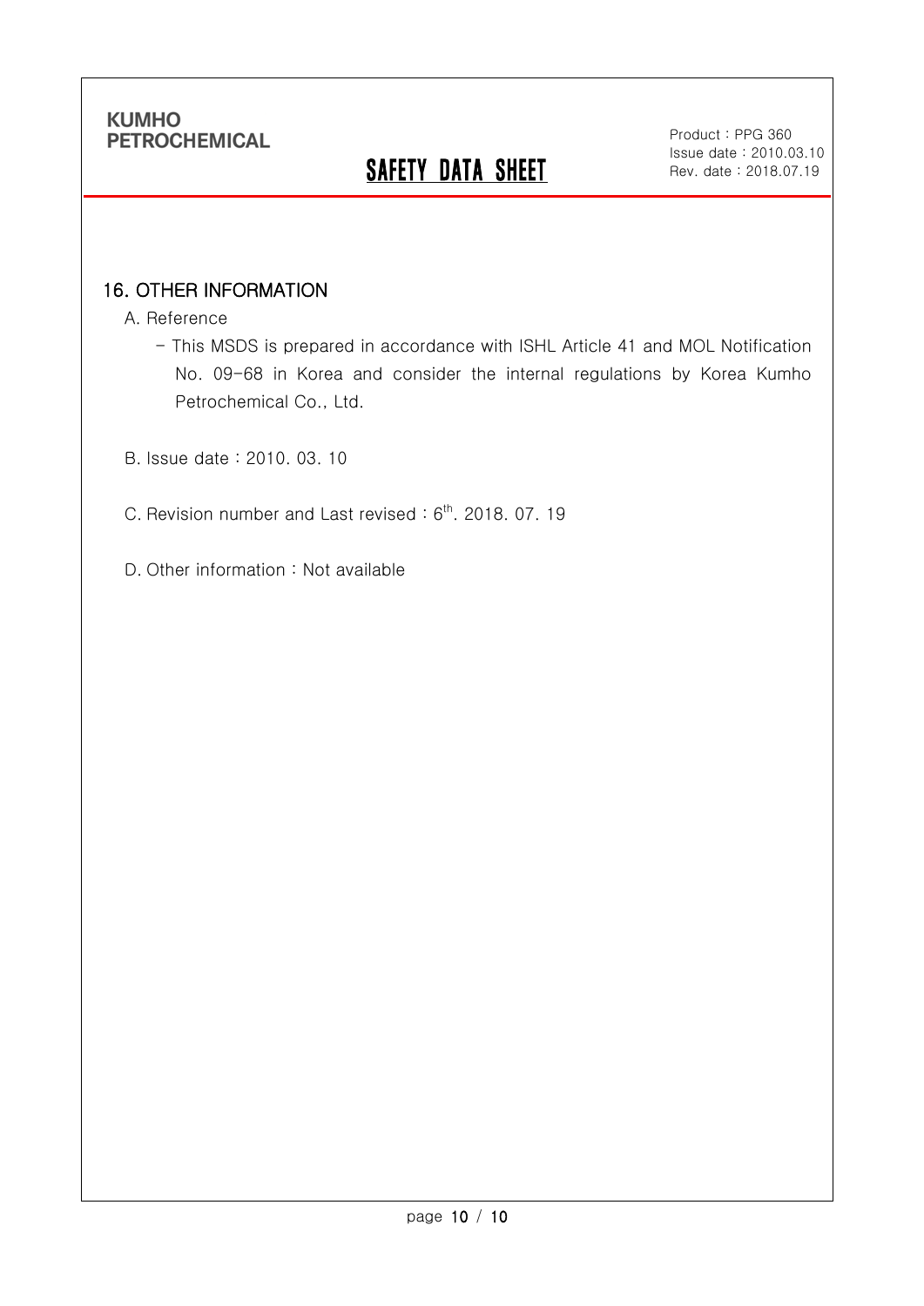## 16. OTHER INFORMATION

A. Reference

- This MSDS is prepared in accordance with ISHL Article 41 and MOL Notification No. 09-68 in Korea and consider the internal regulations by Korea Kumho Petrochemical Co., Ltd.

B. Issue date : 2010. 03. 10

C. Revision number and Last revised : $6^{th}$. 2018. 07. 19

D. Other information : Not available